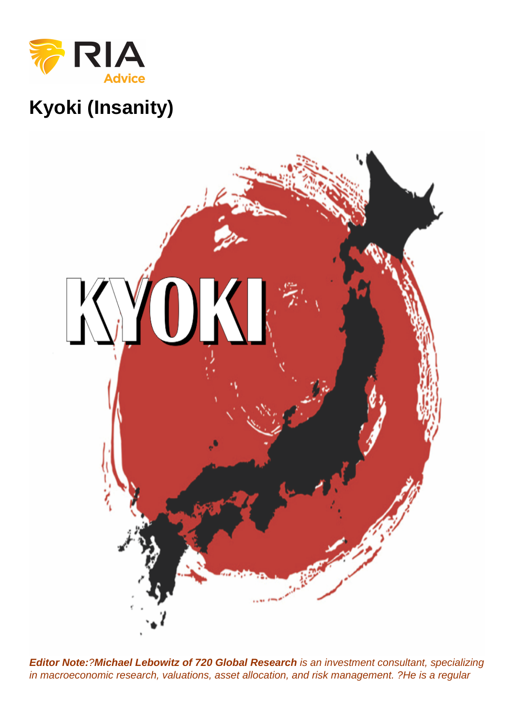# Kyoki (Insanity)

***Editor Note:**?**Michael Lebowitz of 720 Global Research** is an investment consultant, specializing in macroeconomic research, valuations, asset allocation, and risk management. ?He is a regular*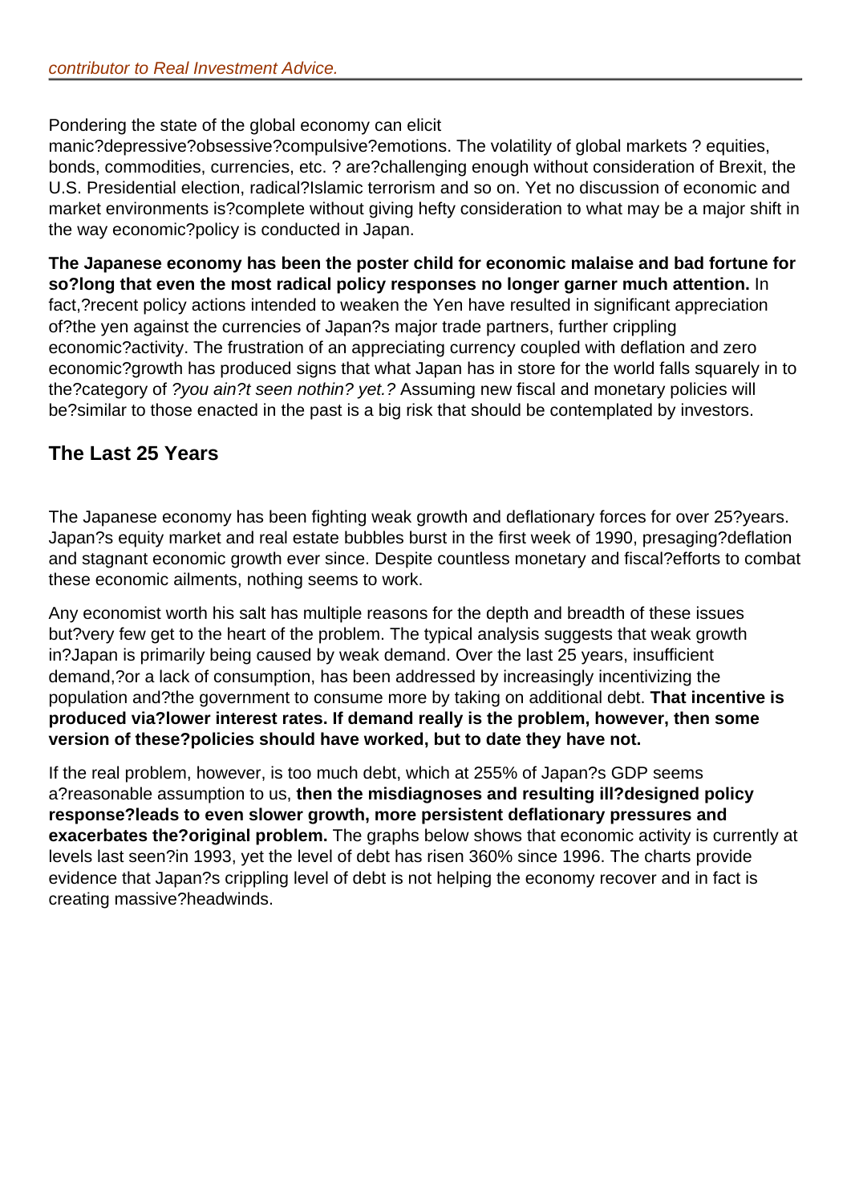*contributor to Real Investment Advice.*

Pondering the state of the global economy can elicit manic?depressive?obsessive?compulsive?emotions. The volatility of global markets ? equities, bonds, commodities, currencies, etc. ? are?challenging enough without consideration of Brexit, the U.S. Presidential election, radical?Islamic terrorism and so on. Yet no discussion of economic and market environments is?complete without giving hefty consideration to what may be a major shift in the way economic?policy is conducted in Japan.

**The Japanese economy has been the poster child for economic malaise and bad fortune for so?long that even the most radical policy responses no longer garner much attention.** In fact,?recent policy actions intended to weaken the Yen have resulted in significant appreciation of?the yen against the currencies of Japan?s major trade partners, further crippling economic?activity. The frustration of an appreciating currency coupled with deflation and zero economic?growth has produced signs that what Japan has in store for the world falls squarely in to the?category of *?you ain?t seen nothin? yet.?* Assuming new fiscal and monetary policies will be?similar to those enacted in the past is a big risk that should be contemplated by investors.

## The Last 25 Years

The Japanese economy has been fighting weak growth and deflationary forces for over 25?years. Japan?s equity market and real estate bubbles burst in the first week of 1990, presaging?deflation and stagnant economic growth ever since. Despite countless monetary and fiscal?efforts to combat these economic ailments, nothing seems to work.

Any economist worth his salt has multiple reasons for the depth and breadth of these issues but?very few get to the heart of the problem. The typical analysis suggests that weak growth in?Japan is primarily being caused by weak demand. Over the last 25 years, insufficient demand,?or a lack of consumption, has been addressed by increasingly incentivizing the population and?the government to consume more by taking on additional debt. **That incentive is produced via?lower interest rates. If demand really is the problem, however, then some version of these?policies should have worked, but to date they have not.**

If the real problem, however, is too much debt, which at 255% of Japan?s GDP seems a?reasonable assumption to us, **then the misdiagnoses and resulting ill?designed policy response?leads to even slower growth, more persistent deflationary pressures and exacerbates the?original problem.** The graphs below shows that economic activity is currently at levels last seen?in 1993, yet the level of debt has risen 360% since 1996. The charts provide evidence that Japan?s crippling level of debt is not helping the economy recover and in fact is creating massive?headwinds.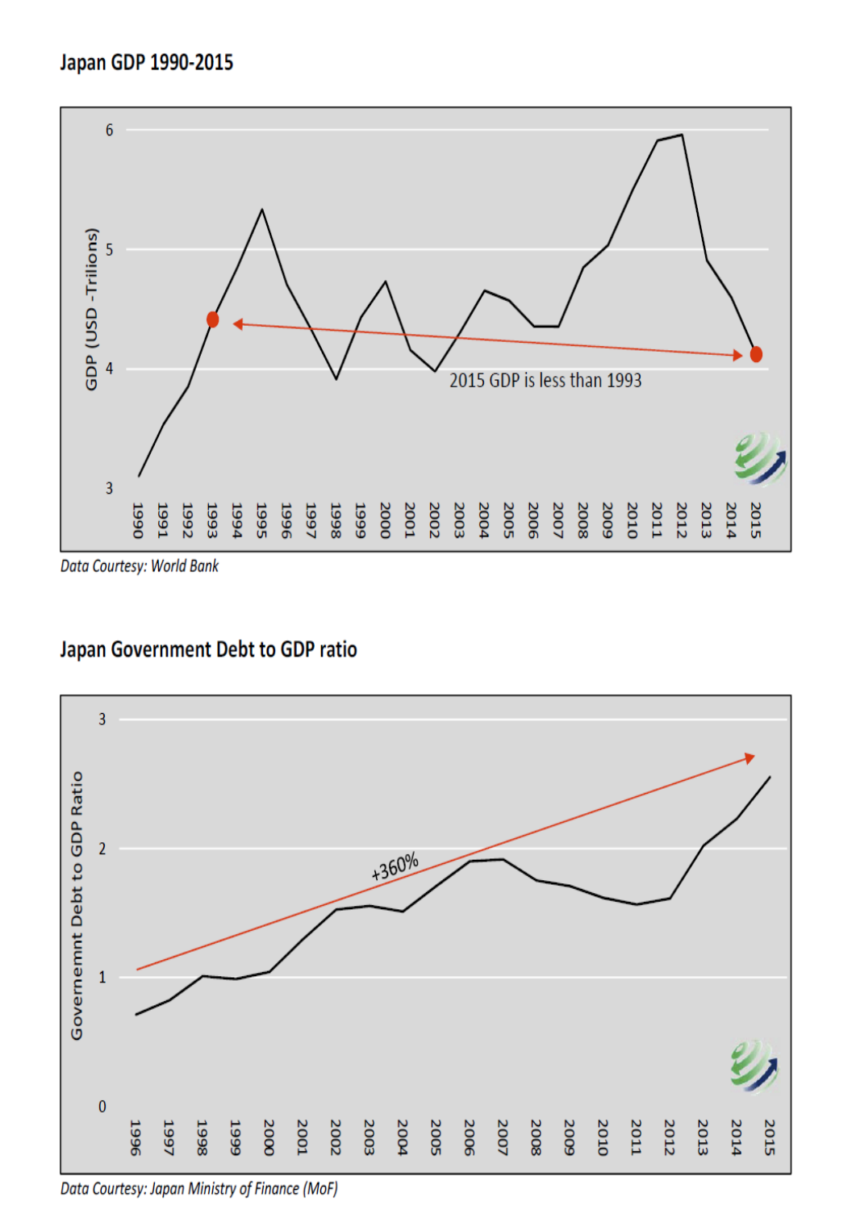**Japan GDP 1990-2015**

GDP (USD -Trilions)

6
5
4
3

1990 1991 1992 1993 1994 1995 1996 1997 1998 1999 2000 2001 2002 2003 2004 2005 2006 2007 2008 2009 2010 2011 2012 2013 2014 2015

2015 GDP is less than 1993

*Data Courtesy: World Bank*

**Japan Government Debt to GDP ratio**

Governemnt Debt to GDP Ratio

3
2
1
0

+360%

1996 1997 1998 1999 2000 2001 2002 2003 2004 2005 2006 2007 2008 2009 2010 2011 2012 2013 2014 2015

*Data Courtesy: Japan Ministry of Finance (MoF)*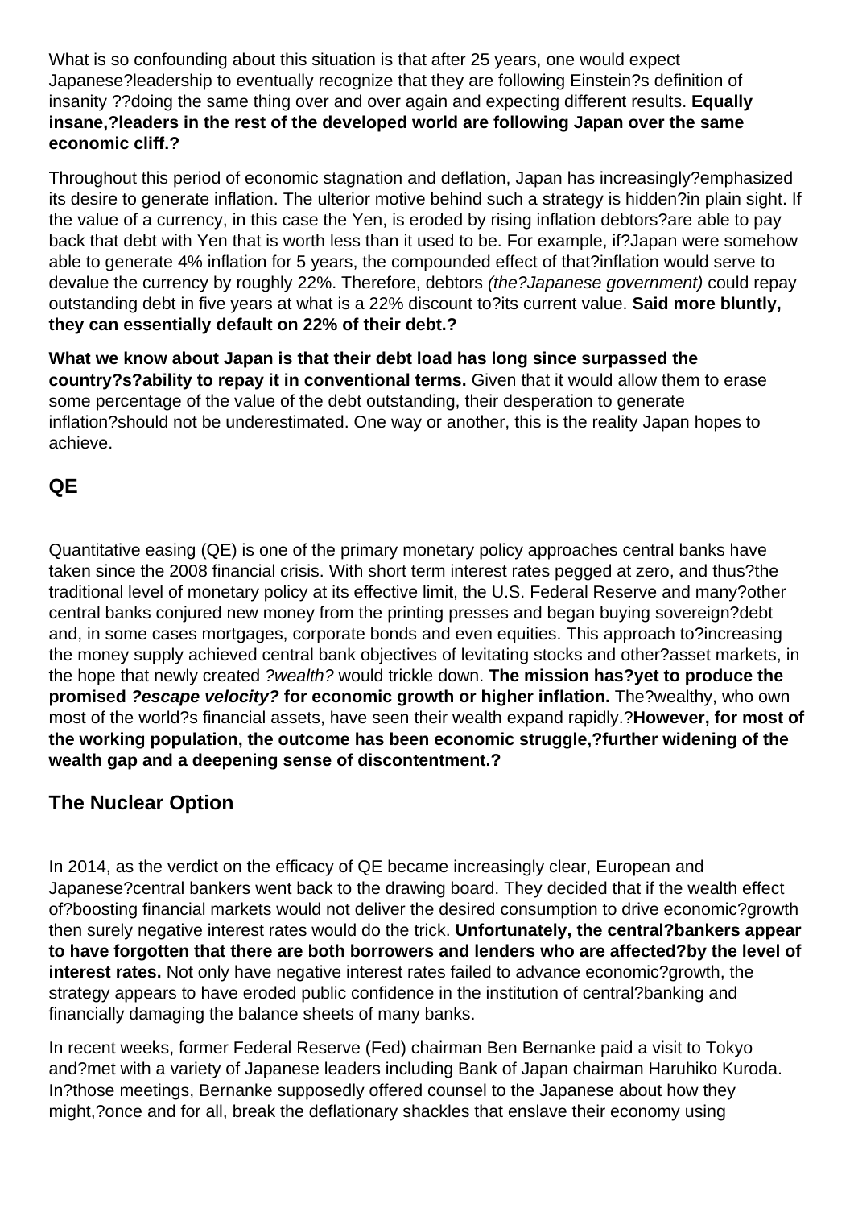What is so confounding about this situation is that after 25 years, one would expect Japanese?leadership to eventually recognize that they are following Einstein?s definition of insanity ??doing the same thing over and over again and expecting different results. **Equally insane,?leaders in the rest of the developed world are following Japan over the same economic cliff.?**

Throughout this period of economic stagnation and deflation, Japan has increasingly?emphasized its desire to generate inflation. The ulterior motive behind such a strategy is hidden?in plain sight. If the value of a currency, in this case the Yen, is eroded by rising inflation debtors?are able to pay back that debt with Yen that is worth less than it used to be. For example, if?Japan were somehow able to generate 4% inflation for 5 years, the compounded effect of that?inflation would serve to devalue the currency by roughly 22%. Therefore, debtors *(the?Japanese government)* could repay outstanding debt in five years at what is a 22% discount to?its current value. **Said more bluntly, they can essentially default on 22% of their debt.?**

**What we know about Japan is that their debt load has long since surpassed the country?s?ability to repay it in conventional terms.** Given that it would allow them to erase some percentage of the value of the debt outstanding, their desperation to generate inflation?should not be underestimated. One way or another, this is the reality Japan hopes to achieve.

## QE

Quantitative easing (QE) is one of the primary monetary policy approaches central banks have taken since the 2008 financial crisis. With short term interest rates pegged at zero, and thus?the traditional level of monetary policy at its effective limit, the U.S. Federal Reserve and many?other central banks conjured new money from the printing presses and began buying sovereign?debt and, in some cases mortgages, corporate bonds and even equities. This approach to?increasing the money supply achieved central bank objectives of levitating stocks and other?asset markets, in the hope that newly created *?wealth?* would trickle down. **The mission has?yet to produce the promised *?escape velocity?* for economic growth or higher inflation.** The?wealthy, who own most of the world?s financial assets, have seen their wealth expand rapidly.?**However, for most of the working population, the outcome has been economic struggle,?further widening of the wealth gap and a deepening sense of discontentment.?**

## The Nuclear Option

In 2014, as the verdict on the efficacy of QE became increasingly clear, European and Japanese?central bankers went back to the drawing board. They decided that if the wealth effect of?boosting financial markets would not deliver the desired consumption to drive economic?growth then surely negative interest rates would do the trick. **Unfortunately, the central?bankers appear to have forgotten that there are both borrowers and lenders who are affected?by the level of interest rates.** Not only have negative interest rates failed to advance economic?growth, the strategy appears to have eroded public confidence in the institution of central?banking and financially damaging the balance sheets of many banks.

In recent weeks, former Federal Reserve (Fed) chairman Ben Bernanke paid a visit to Tokyo and?met with a variety of Japanese leaders including Bank of Japan chairman Haruhiko Kuroda. In?those meetings, Bernanke supposedly offered counsel to the Japanese about how they might,?once and for all, break the deflationary shackles that enslave their economy using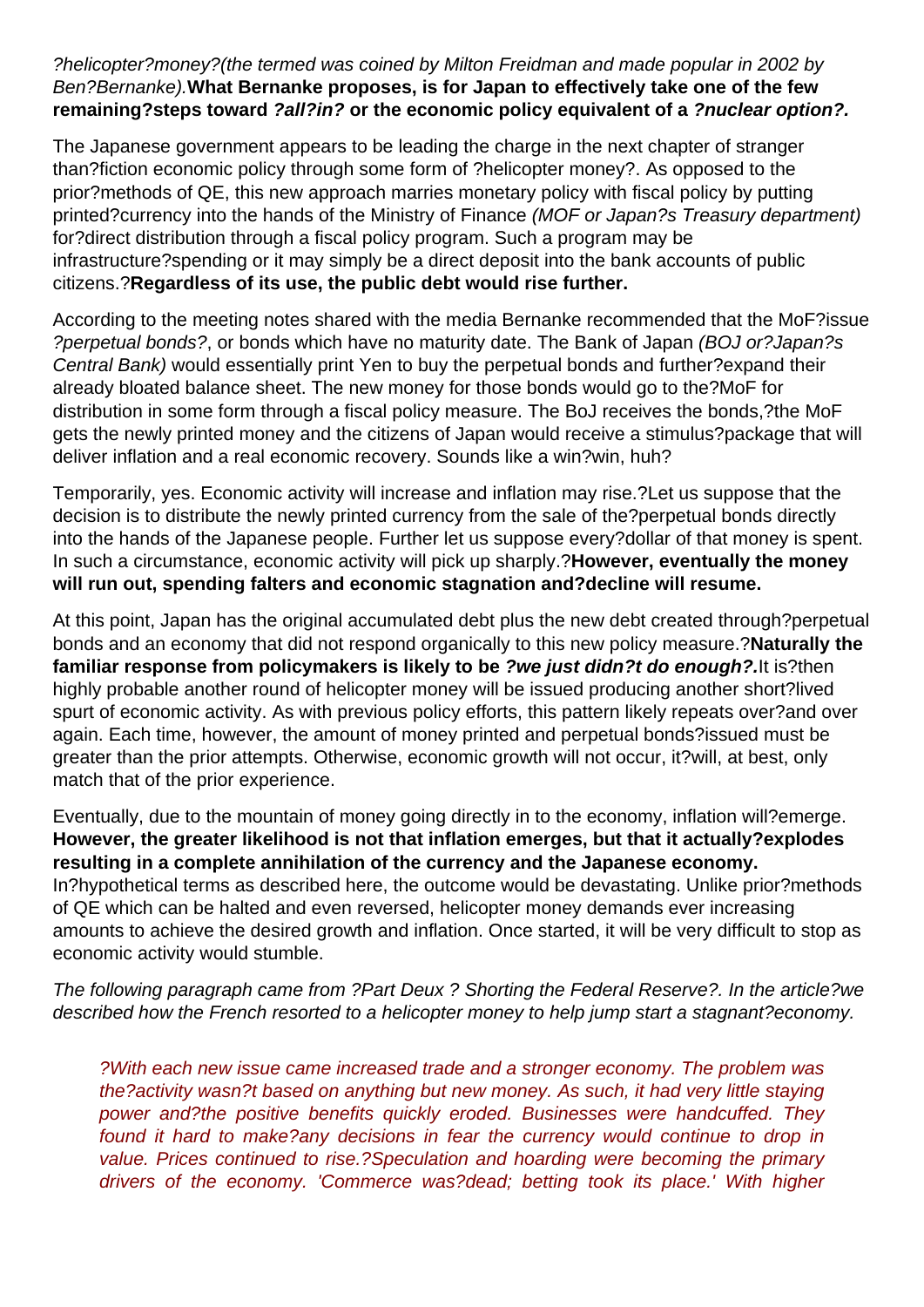*?helicopter?money?(the termed was coined by Milton Freidman and made popular in 2002 by Ben?Bernanke).* **What Bernanke proposes, is for Japan to effectively take one of the few remaining?steps toward *?all?in?* or the economic policy equivalent of a *?nuclear option?.***

The Japanese government appears to be leading the charge in the next chapter of stranger than?fiction economic policy through some form of ?helicopter money?. As opposed to the prior?methods of QE, this new approach marries monetary policy with fiscal policy by putting printed?currency into the hands of the Ministry of Finance *(MOF or Japan?s Treasury department)* for?direct distribution through a fiscal policy program. Such a program may be infrastructure?spending or it may simply be a direct deposit into the bank accounts of public citizens.?**Regardless of its use, the public debt would rise further.**

According to the meeting notes shared with the media Bernanke recommended that the MoF?issue *?perpetual bonds?*, or bonds which have no maturity date. The Bank of Japan *(BOJ or?Japan?s Central Bank)* would essentially print Yen to buy the perpetual bonds and further?expand their already bloated balance sheet. The new money for those bonds would go to the?MoF for distribution in some form through a fiscal policy measure. The BoJ receives the bonds,?the MoF gets the newly printed money and the citizens of Japan would receive a stimulus?package that will deliver inflation and a real economic recovery. Sounds like a win?win, huh?

Temporarily, yes. Economic activity will increase and inflation may rise.?Let us suppose that the decision is to distribute the newly printed currency from the sale of the?perpetual bonds directly into the hands of the Japanese people. Further let us suppose every?dollar of that money is spent. In such a circumstance, economic activity will pick up sharply.?**However, eventually the money will run out, spending falters and economic stagnation and?decline will resume.**

At this point, Japan has the original accumulated debt plus the new debt created through?perpetual bonds and an economy that did not respond organically to this new policy measure.?**Naturally the familiar response from policymakers is likely to be *?we just didn?t do enough?.*** It is?then highly probable another round of helicopter money will be issued producing another short?lived spurt of economic activity. As with previous policy efforts, this pattern likely repeats over?and over again. Each time, however, the amount of money printed and perpetual bonds?issued must be greater than the prior attempts. Otherwise, economic growth will not occur, it?will, at best, only match that of the prior experience.

Eventually, due to the mountain of money going directly in to the economy, inflation will?emerge. **However, the greater likelihood is not that inflation emerges, but that it actually?explodes resulting in a complete annihilation of the currency and the Japanese economy.** In?hypothetical terms as described here, the outcome would be devastating. Unlike prior?methods of QE which can be halted and even reversed, helicopter money demands ever increasing amounts to achieve the desired growth and inflation. Once started, it will be very difficult to stop as economic activity would stumble.

*The following paragraph came from ?Part Deux ? Shorting the Federal Reserve?. In the article?we described how the French resorted to a helicopter money to help jump start a stagnant?economy.*

> *?With each new issue came increased trade and a stronger economy. The problem was the?activity wasn?t based on anything but new money. As such, it had very little staying power and?the positive benefits quickly eroded. Businesses were handcuffed. They found it hard to make?any decisions in fear the currency would continue to drop in value. Prices continued to rise.?Speculation and hoarding were becoming the primary drivers of the economy. 'Commerce was?dead; betting took its place.' With higher*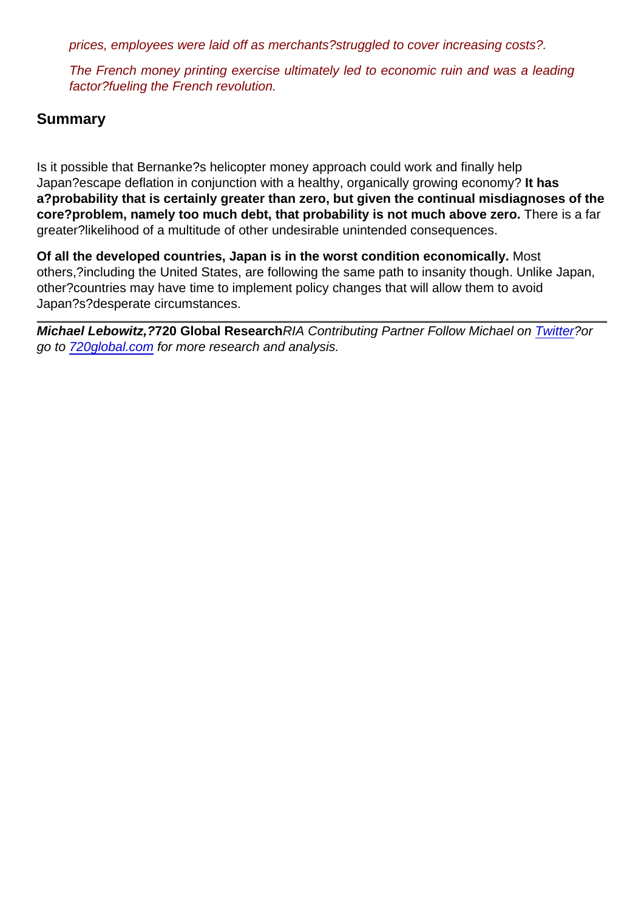*prices, employees were laid off as merchants?struggled to cover increasing costs?.*

*The French money printing exercise ultimately led to economic ruin and was a leading factor?fueling the French revolution.*

## Summary

Is it possible that Bernanke?s helicopter money approach could work and finally help Japan?escape deflation in conjunction with a healthy, organically growing economy? **It has a?probability that is certainly greater than zero, but given the continual misdiagnoses of the core?problem, namely too much debt, that probability is not much above zero.** There is a far greater?likelihood of a multitude of other undesirable unintended consequences.

**Of all the developed countries, Japan is in the worst condition economically.** Most others,?including the United States, are following the same path to insanity though. Unlike Japan, other?countries may have time to implement policy changes that will allow them to avoid Japan?s?desperate circumstances.

---

***Michael Lebowitz,?*720 Global Research***RIA Contributing Partner Follow Michael on [Twitter](Twitter)?or go to [720global.com](720global.com) for more research and analysis.*